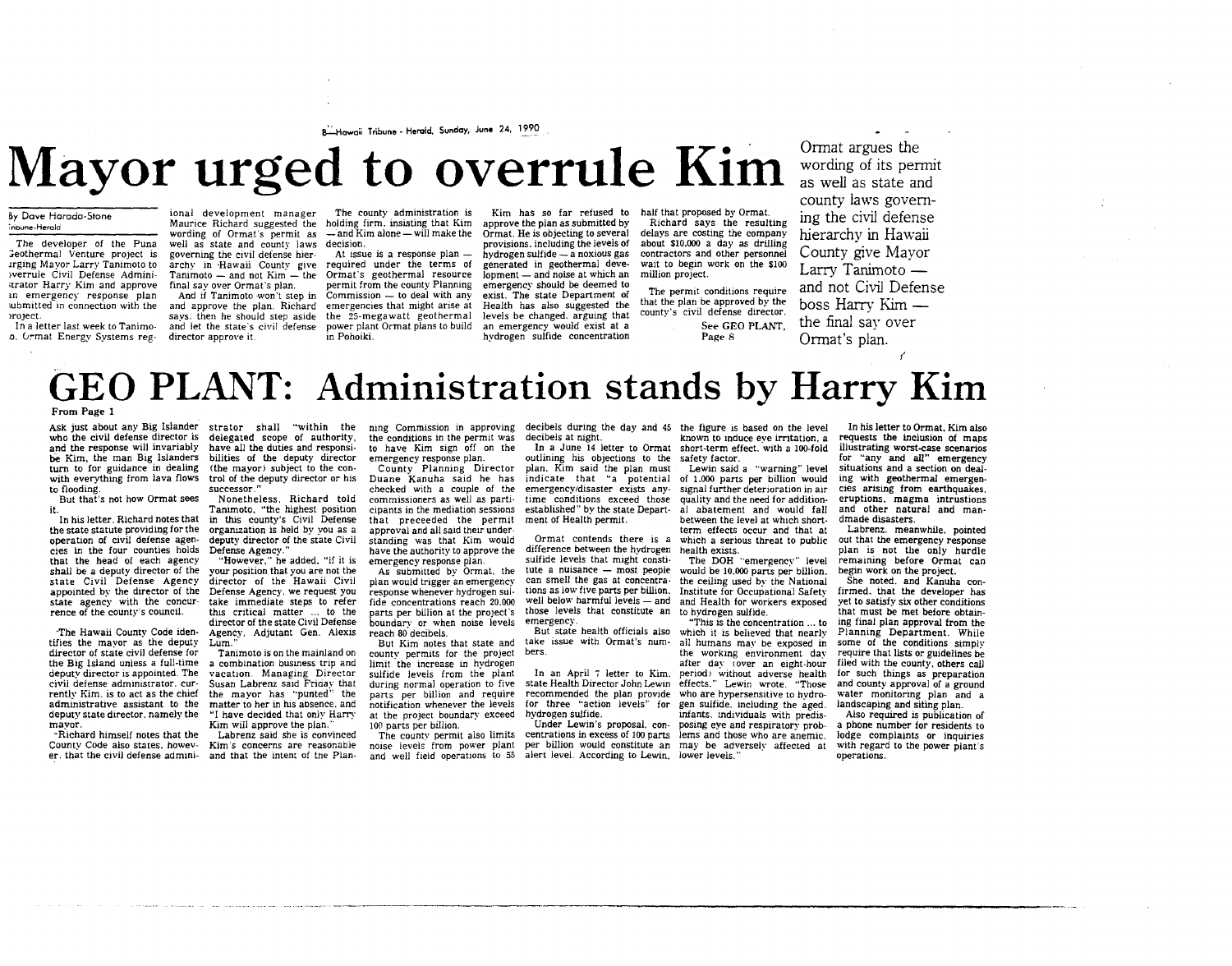# Mayor urged to overrule Kim

By Dave Harada-Stone
Tribune-Herald

The developer of the Puna Geothermal Venture project is urging Mayor Larry Tanimoto to overrule Civil Defense Administrator Harry Kim and approve an emergency response plan submitted in connection with the project.

In a letter last week to Tanimoto, Ormat Energy Systems regional development manager Maurice Richard suggested the wording of Ormat's permit as well as state and county laws governing the civil defense hierarchy in Hawaii County give Tanimoto — and not Kim — the final say over Ormat's plan.

And if Tanimoto won't step in and approve the plan, Richard says, then he should step aside and let the state's civil defense director approve it.

The county administration is holding firm, insisting that Kim — and Kim alone — will make the decision.

At issue is a response plan — required under the terms of Ormat's geothermal resource permit from the county Planning Commission — to deal with any emergencies that might arise at the 25-megawatt geothermal power plant Ormat plans to build in Pohoiki.

Kim has so far refused to approve the plan as submitted by Ormat. He is objecting to several provisions, including the levels of hydrogen sulfide — a noxious gas generated in geothermal development — and noise at which an emergency should be deemed to exist. The state Department of Health has also suggested the levels be changed, arguing that an emergency would exist at a hydrogen sulfide concentration half that proposed by Ormat.

Richard says the resulting delays are costing the company about $10,000 a day as drilling contractors and other personnel wait to begin work on the $100 million project.

The permit conditions require that the plan be approved by the county's civil defense director.

See GEO PLANT, Page 8

Ormat argues the wording of its permit as well as state and county laws governing the civil defense hierarchy in Hawaii County give Mayor Larry Tanimoto — and not Civil Defense boss Harry Kim — the final say over Ormat's plan.

# GEO PLANT: Administration stands by Harry Kim

From Page 1

Ask just about any Big Islander who the civil defense director is and the response will invariably be Kim, the man Big Islanders turn to for guidance in dealing with everything from lava flows to flooding.

But that's not how Ormat sees it.

In his letter, Richard notes that the state statute providing for the operation of civil defense agencies in the four counties holds that the head of each agency shall be a deputy director of the state Civil Defense Agency appointed by the director of the state agency with the concurrence of the county's council.

The Hawaii County Code identifies the mayor as the deputy director of state civil defense for the Big Island unless a full-time deputy director is appointed. The civil defense administrator, currently Kim, is to act as the chief administrative assistant to the deputy state director, namely the mayor.

Richard himself notes that the County Code also states, however, that the civil defense administrator shall "within the delegated scope of authority, have all the duties and responsibilities of the deputy director (the mayor) subject to the control of the deputy director or his successor."

Nonetheless, Richard told Tanimoto, "the highest position in this county's Civil Defense organization is held by you as a deputy director of the state Civil Defense Agency."

"However," he added, "if it is your position that you are not the director of the Hawaii Civil Defense Agency, we request you take immediate steps to refer this critical matter ... to the director of the state Civil Defense Agency, Adjutant Gen. Alexis Lum."

Tanimoto is on the mainland on a combination business trip and vacation. Managing Director Susan Labrenz said Friday that the mayor has "punted" the matter to her in his absence, and "I have decided that only Harry Kim will approve the plan."

Labrenz said she is convinced Kim's concerns are reasonable and that the intent of the Planning Commission in approving the conditions in the permit was to have Kim sign off on the emergency response plan.

County Planning Director Duane Kanuha said he has checked with a couple of the commissioners as well as participants in the mediation sessions that preceeded the permit approval and all said their understanding was that Kim would have the authority to approve the emergency response plan.

As submitted by Ormat, the plan would trigger an emergency response whenever hydrogen sulfide concentrations reach 20,000 parts per billion at the project's boundary or when noise levels reach 80 decibels.

But Kim notes that state and county permits for the project limit the increase in hydrogen sulfide levels from the plant during normal operation to five parts per billion and require notification whenever the levels at the project boundary exceed 100 parts per billion.

The county permit also limits noise levels from power plant and well field operations to 55 decibels during the day and 45 decibels at night.

In a June 14 letter to Ormat outlining his objections to the plan, Kim said the plan must indicate that "a potential emergency/disaster exists anytime conditions exceed those established" by the state Department of Health permit.

Ormat contends there is a difference between the hydrogen sulfide levels that might constitute a nuisance — most people can smell the gas at concentrations as low five parts per billion, well below harmful levels — and those levels that constitute an emergency.

But state health officials also take issue with Ormat's numbers.

In an April 7 letter to Kim, state Health Director John Lewin recommended the plan provide for three "action levels" for hydrogen sulfide.

Under Lewin's proposal, concentrations in excess of 100 parts per billion would constitute an alert level. According to Lewin, the figure is based on the level known to induce eye irritation, a short-term effect, with a 100-fold safety factor.

Lewin said a "warning" level of 1,000 parts per billion would signal further deterioration in air quality and the need for additional abatement and would fall between the level at which short-term effects occur and that at which a serious threat to public health exists.

The DOH "emergency" level would be 10,000 parts per billion, the ceiling used by the National Institute for Occupational Safety and Health for workers exposed to hydrogen sulfide.

"This is the concentration ... to which it is believed that nearly all humans may be exposed in the working environment day after day (over an eight-hour period) without adverse health effects," Lewin wrote. "Those who are hypersensitive to hydrogen sulfide, including the aged, infants, individuals with predisposing eye and respiratory problems and those who are anemic, may be adversely affected at lower levels."

In his letter to Ormat, Kim also requests the inclusion of maps illustrating worst-case scenarios for "any and all" emergency situations and a section on dealing with geothermal emergencies arising from earthquakes, eruptions, magma intrustions and other natural and man-dmade disasters.

Labrenz, meanwhile, pointed out that the emergency response plan is not the only hurdle remaining before Ormat can begin work on the project.

She noted, and Kanuha confirmed, that the developer has yet to satisfy six other conditions that must be met before obtaining final plan approval from the Planning Department. While some of the conditions simply require that lists or guidelines be filed with the county, others call for such things as preparation and county approval of a ground water monitoring plan and a landscaping and siting plan.

Also required is publication of a phone number for residents to lodge complaints or inquiries with regard to the power plant's operations.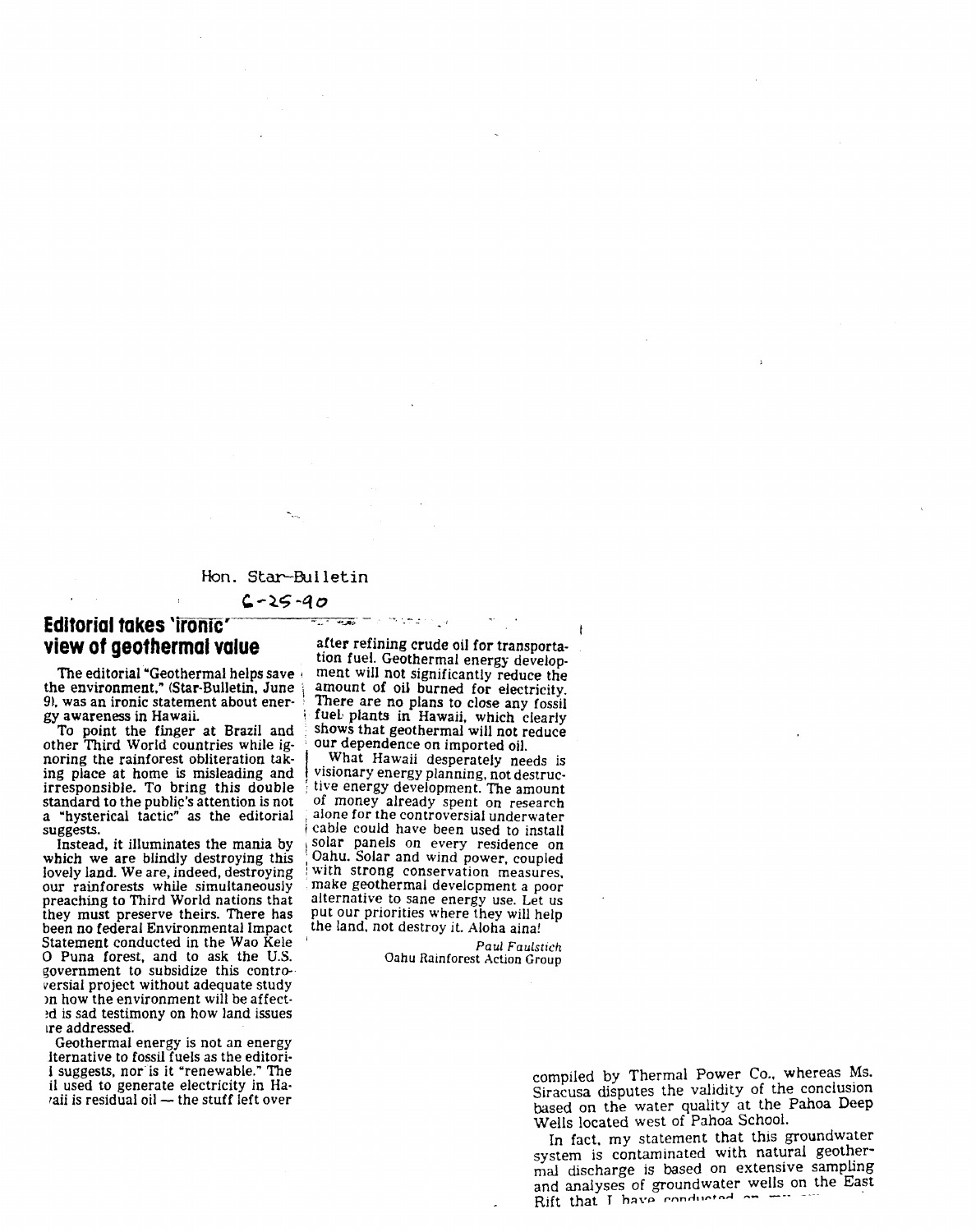Hon. Star-Bulletin

6-25-90

## Editorial takes 'ironic' view of geothermal value

The editorial "Geothermal helps save the environment," (Star-Bulletin, June 9), was an ironic statement about energy awareness in Hawaii.

To point the finger at Brazil and other Third World countries while ignoring the rainforest obliteration taking place at home is misleading and irresponsible. To bring this double standard to the public's attention is not a "hysterical tactic" as the editorial suggests.

Instead, it illuminates the mania by which we are blindly destroying this lovely land. We are, indeed, destroying our rainforests while simultaneously preaching to Third World nations that they must preserve theirs. There has been no federal Environmental Impact Statement conducted in the Wao Kele O Puna forest, and to ask the U.S. government to subsidize this controversial project without adequate study on how the environment will be affected is sad testimony on how land issues are addressed.

Geothermal energy is not an energy alternative to fossil fuels as the editorial suggests, nor is it "renewable." The oil used to generate electricity in Hawaii is residual oil — the stuff left over after refining crude oil for transportation fuel. Geothermal energy development will not significantly reduce the amount of oil burned for electricity. There are no plans to close any fossil fuel plants in Hawaii, which clearly shows that geothermal will not reduce our dependence on imported oil.

What Hawaii desperately needs is visionary energy planning, not destructive energy development. The amount of money already spent on research alone for the controversial underwater cable could have been used to install solar panels on every residence on Oahu. Solar and wind power, coupled with strong conservation measures, make geothermal development a poor alternative to sane energy use. Let us put our priorities where they will help the land, not destroy it. Aloha aina!

*Paul Faulstich*
Oahu Rainforest Action Group

compiled by Thermal Power Co., whereas Ms. Siracusa disputes the validity of the conclusion based on the water quality at the Pahoa Deep Wells located west of Pahoa School.

In fact, my statement that this groundwater system is contaminated with natural geothermal discharge is based on extensive sampling and analyses of groundwater wells on the East Rift that I have conducted on ...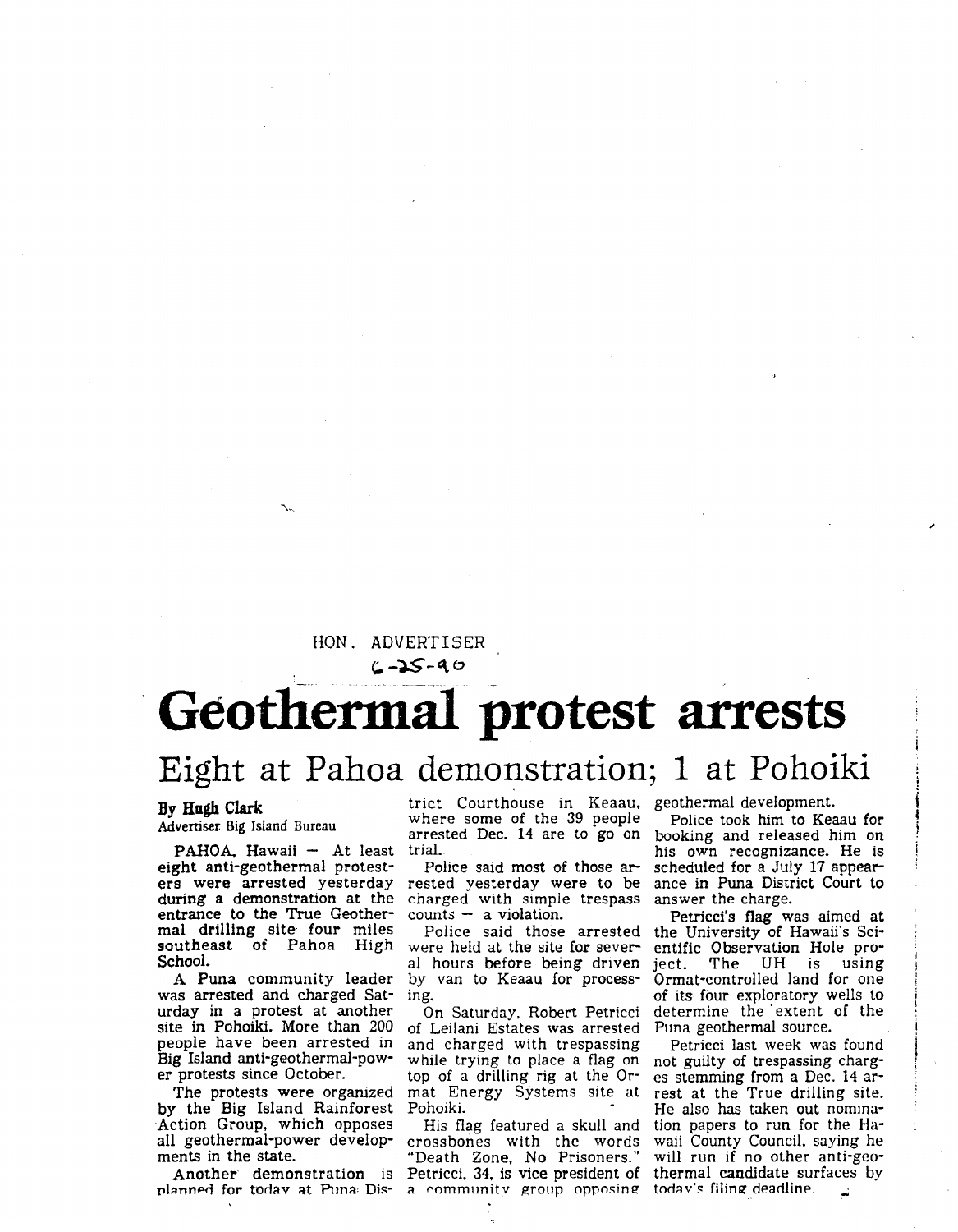HON. ADVERTISER

6-25-90

# Geothermal protest arrests

## Eight at Pahoa demonstration; 1 at Pohoiki

**By Hugh Clark**
Advertiser Big Island Bureau

PAHOA, Hawaii — At least eight anti-geothermal protesters were arrested yesterday during a demonstration at the entrance to the True Geothermal drilling site four miles southeast of Pahoa High School.

A Puna community leader was arrested and charged Saturday in a protest at another site in Pohoiki. More than 200 people have been arrested in Big Island anti-geothermal-power protests since October.

The protests were organized by the Big Island Rainforest Action Group, which opposes all geothermal-power developments in the state.

Another demonstration is planned for today at Puna District Courthouse in Keaau, where some of the 39 people arrested Dec. 14 are to go on trial.

Police said most of those arrested yesterday were to be charged with simple trespass counts — a violation.

Police said those arrested were held at the site for several hours before being driven by van to Keaau for processing.

On Saturday, Robert Petricci of Leilani Estates was arrested and charged with trespassing while trying to place a flag on top of a drilling rig at the Ormat Energy Systems site at Pohoiki.

His flag featured a skull and crossbones with the words "Death Zone, No Prisoners." Petricci, 34, is vice president of a community group opposing geothermal development.

Police took him to Keaau for booking and released him on his own recognizance. He is scheduled for a July 17 appearance in Puna District Court to answer the charge.

Petricci's flag was aimed at the University of Hawaii's Scientific Observation Hole project. The UH is using Ormat-controlled land for one of its four exploratory wells to determine the extent of the Puna geothermal source.

Petricci last week was found not guilty of trespassing charges stemming from a Dec. 14 arrest at the True drilling site. He also has taken out nomination papers to run for the Hawaii County Council, saying he will run if no other anti-geothermal candidate surfaces by today's filing deadline.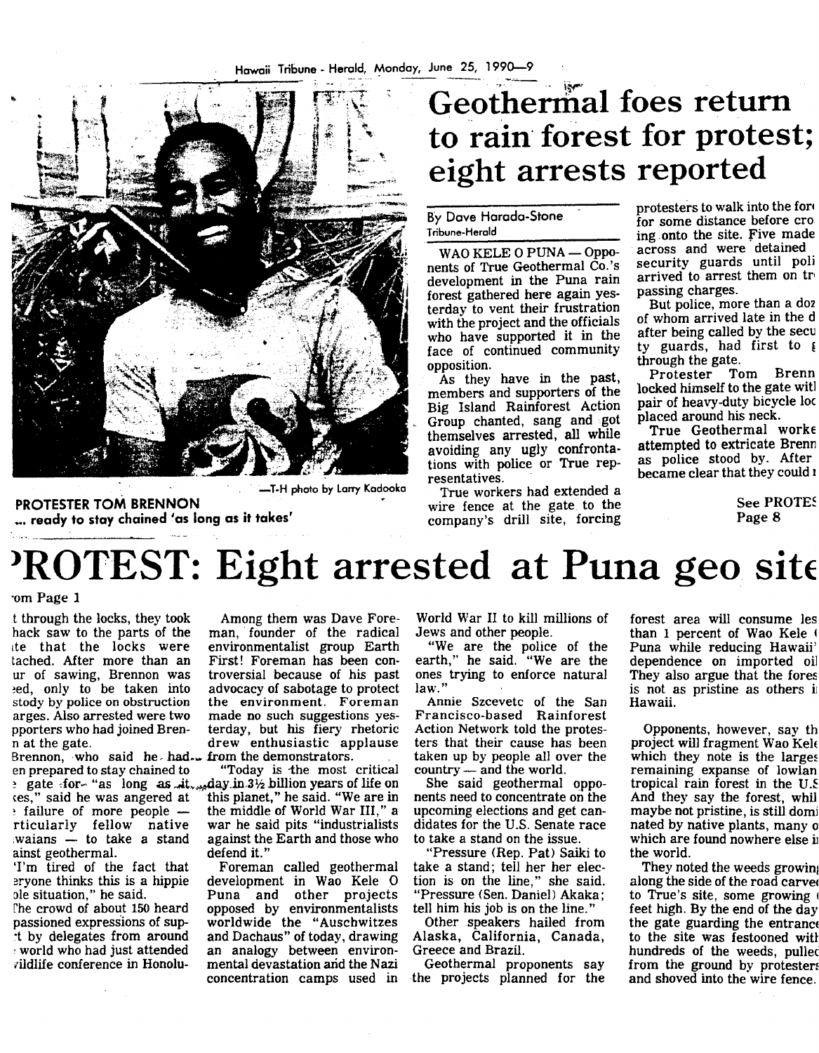# Geothermal foes return to rain forest for protest; eight arrests reported

PROTESTER TOM BRENNON
... ready to stay chained 'as long as it takes'

—T-H photo by Larry Kadooka

By Dave Harada-Stone
Tribune-Herald

WAO KELE O PUNA — Opponents of True Geothermal Co.'s development in the Puna rain forest gathered here again yesterday to vent their frustration with the project and the officials who have supported it in the face of continued community opposition.

As they have in the past, members and supporters of the Big Island Rainforest Action Group chanted, sang and got themselves arrested, all while avoiding any ugly confrontations with police or True representatives.

True workers had extended a wire fence at the gate to the company's drill site, forcing protesters to walk into the for[est] for some distance before cro[ss]ing onto the site. Five made across and were detained security guards until poli[ce] arrived to arrest them on tr[es]passing charges.

But police, more than a doz[en] of whom arrived late in the d[ay] after being called by the secu[ri]ty guards, had first to g[et] through the gate.

Protester Tom Brenn[on] locked himself to the gate wit[h a] pair of heavy-duty bicycle loc[ks] placed around his neck.

True Geothermal worke[rs] attempted to extricate Brenn[on] as police stood by. After [it] became clear that they could n[ot]

See PROTES[T] Page 8

# PROTEST: Eight arrested at Puna geo site

[Fr]om Page 1

[cu]t through the locks, they took [a] hack saw to the parts of the [ga]te that the locks were [at]tached. After more than an [ho]ur of sawing, Brennon was [fre]ed, only to be taken into [cu]stody by police on obstruction [ch]arges. Also arrested were two [su]pporters who had joined Bren[no]n at the gate.

Brennon, who said he had [be]en prepared to stay chained to [the] gate for "as long as it [ta]kes," said he was angered at [the] failure of more people — [pa]rticularly fellow native [Ha]waiians — to take a stand [ag]ainst geothermal.

"I'm tired of the fact that [ev]eryone thinks this is a hippie [pe]ople situation," he said.

The crowd of about 150 heard [im]passioned expressions of sup[por]t by delegates from around [the] world who had just attended [a w]ildlife conference in Honolu[lu].

Among them was Dave Foreman, founder of the radical environmentalist group Earth First! Foreman has been controversial because of his past advocacy of sabotage to protect the environment. Foreman made no such suggestions yesterday, but his fiery rhetoric drew enthusiastic applause from the demonstrators.

"Today is the most critical day in 3½ billion years of life on this planet," he said. "We are in the middle of World War III," a war he said pits "industrialists against the Earth and those who defend it."

Foreman called geothermal development in Wao Kele O Puna and other projects opposed by environmentalists worldwide the "Auschwitzes and Dachaus" of today, drawing an analogy between environmental devastation and the Nazi concentration camps used in World War II to kill millions of Jews and other people.

"We are the police of the earth," he said. "We are the ones trying to enforce natural law."

Annie Szcevetc of the San Francisco-based Rainforest Action Network told the protesters that their cause has been taken up by people all over the country — and the world.

She said geothermal opponents need to concentrate on the upcoming elections and get candidates for the U.S. Senate race to take a stand on the issue.

"Pressure (Rep. Pat) Saiki to take a stand; tell her her election is on the line," she said. "Pressure (Sen. Daniel) Akaka; tell him his job is on the line."

Other speakers hailed from Alaska, California, Canada, Greece and Brazil.

Geothermal proponents say the projects planned for the forest area will consume les[s] than 1 percent of Wao Kele [O] Puna while reducing Hawaii['s] dependence on imported oi[l]. They also argue that the fores[t] is not as pristine as others i[n] Hawaii.

Opponents, however, say th[e] project will fragment Wao Kele[,] which they note is the larges[t] remaining expanse of lowlan[d] tropical rain forest in the U.S[.] And they say the forest, whil[e] maybe not pristine, is still domi[nated] by native plants, many o[f] which are found nowhere else i[n] the world.

They noted the weeds growin[g] along the side of the road carve[d] to True's site, some growing [...] feet high. By the end of the day[,] the gate guarding the entranc[e] to the site was festooned wit[h] hundreds of the weeds, pulle[d] from the ground by protester[s] and shoved into the wire fence.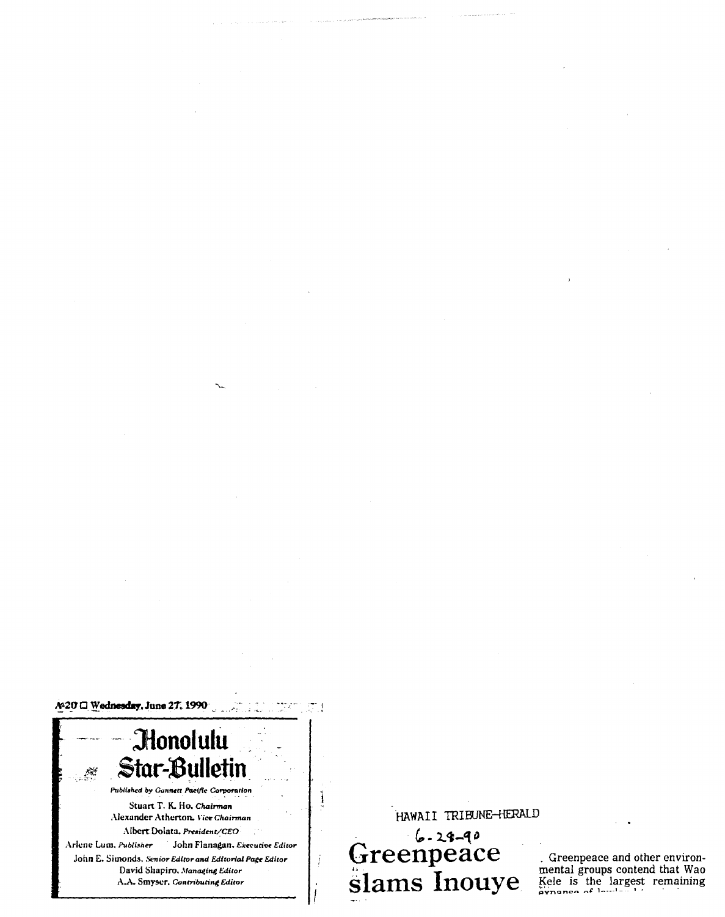A-20 □ Wednesday, June 27, 1990

# Honolulu Star-Bulletin

*Published by Gannett Pacific Corporation*

Stuart T. K. Ho, *Chairman*
Alexander Atherton, *Vice Chairman*
Albert Dolata, *President/CEO*
Arlene Lum, *Publisher* John Flanagan, *Executive Editor*
John E. Simonds, *Senior Editor and Editorial Page Editor*
David Shapiro, *Managing Editor*
A.A. Smyser, *Contributing Editor*

HAWAII TRIBUNE-HERALD

6-28-90

# Greenpeace slams Inouye

. Greenpeace and other environmental groups contend that Wao Kele is the largest remaining